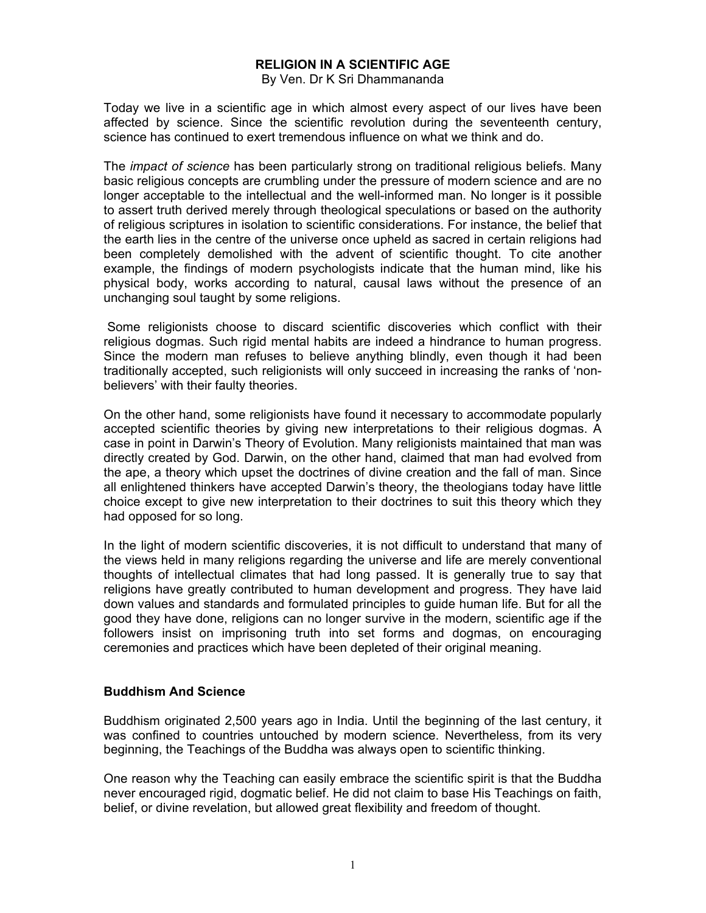# RELIGION IN A SCIENTIFIC AGE

By Ven. Dr K Sri Dhammananda

Today we live in a scientific age in which almost every aspect of our lives have been affected by science. Since the scientific revolution during the seventeenth century, science has continued to exert tremendous influence on what we think and do.

The *impact of science* has been particularly strong on traditional religious beliefs. Many basic religious concepts are crumbling under the pressure of modern science and are no longer acceptable to the intellectual and the well-informed man. No longer is it possible to assert truth derived merely through theological speculations or based on the authority of religious scriptures in isolation to scientific considerations. For instance, the belief that the earth lies in the centre of the universe once upheld as sacred in certain religions had been completely demolished with the advent of scientific thought. To cite another example, the findings of modern psychologists indicate that the human mind, like his physical body, works according to natural, causal laws without the presence of an unchanging soul taught by some religions.

Some religionists choose to discard scientific discoveries which conflict with their religious dogmas. Such rigid mental habits are indeed a hindrance to human progress. Since the modern man refuses to believe anything blindly, even though it had been traditionally accepted, such religionists will only succeed in increasing the ranks of 'non-believers' with their faulty theories.

On the other hand, some religionists have found it necessary to accommodate popularly accepted scientific theories by giving new interpretations to their religious dogmas. A case in point in Darwin's Theory of Evolution. Many religionists maintained that man was directly created by God. Darwin, on the other hand, claimed that man had evolved from the ape, a theory which upset the doctrines of divine creation and the fall of man. Since all enlightened thinkers have accepted Darwin's theory, the theologians today have little choice except to give new interpretation to their doctrines to suit this theory which they had opposed for so long.

In the light of modern scientific discoveries, it is not difficult to understand that many of the views held in many religions regarding the universe and life are merely conventional thoughts of intellectual climates that had long passed. It is generally true to say that religions have greatly contributed to human development and progress. They have laid down values and standards and formulated principles to guide human life. But for all the good they have done, religions can no longer survive in the modern, scientific age if the followers insist on imprisoning truth into set forms and dogmas, on encouraging ceremonies and practices which have been depleted of their original meaning.

## Buddhism And Science

Buddhism originated 2,500 years ago in India. Until the beginning of the last century, it was confined to countries untouched by modern science. Nevertheless, from its very beginning, the Teachings of the Buddha was always open to scientific thinking.

One reason why the Teaching can easily embrace the scientific spirit is that the Buddha never encouraged rigid, dogmatic belief. He did not claim to base His Teachings on faith, belief, or divine revelation, but allowed great flexibility and freedom of thought.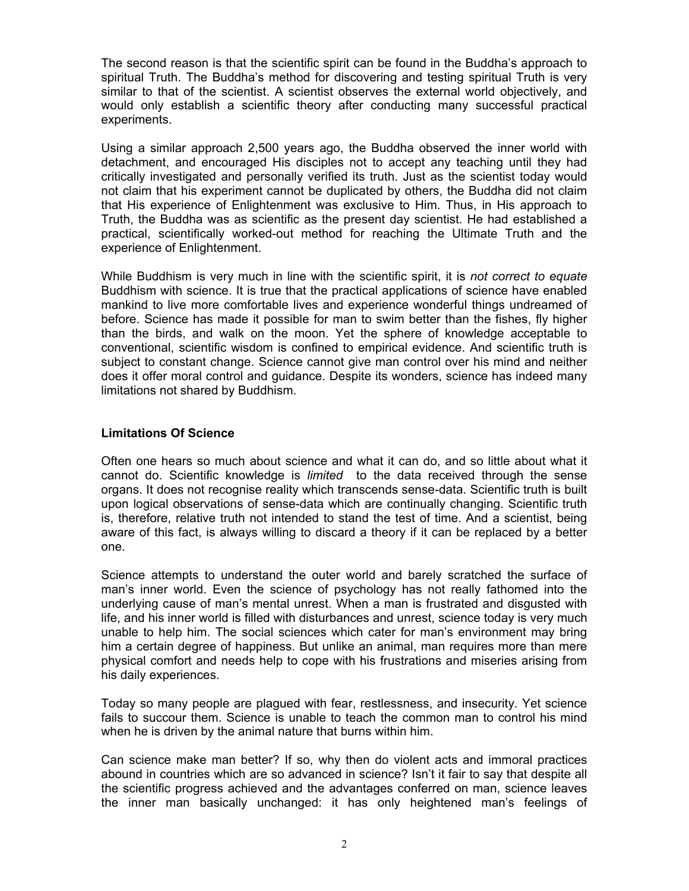The second reason is that the scientific spirit can be found in the Buddha's approach to spiritual Truth. The Buddha's method for discovering and testing spiritual Truth is very similar to that of the scientist. A scientist observes the external world objectively, and would only establish a scientific theory after conducting many successful practical experiments.

Using a similar approach 2,500 years ago, the Buddha observed the inner world with detachment, and encouraged His disciples not to accept any teaching until they had critically investigated and personally verified its truth. Just as the scientist today would not claim that his experiment cannot be duplicated by others, the Buddha did not claim that His experience of Enlightenment was exclusive to Him. Thus, in His approach to Truth, the Buddha was as scientific as the present day scientist. He had established a practical, scientifically worked-out method for reaching the Ultimate Truth and the experience of Enlightenment.

While Buddhism is very much in line with the scientific spirit, it is *not correct to equate* Buddhism with science. It is true that the practical applications of science have enabled mankind to live more comfortable lives and experience wonderful things undreamed of before. Science has made it possible for man to swim better than the fishes, fly higher than the birds, and walk on the moon. Yet the sphere of knowledge acceptable to conventional, scientific wisdom is confined to empirical evidence. And scientific truth is subject to constant change. Science cannot give man control over his mind and neither does it offer moral control and guidance. Despite its wonders, science has indeed many limitations not shared by Buddhism.

### Limitations Of Science

Often one hears so much about science and what it can do, and so little about what it cannot do. Scientific knowledge is *limited* to the data received through the sense organs. It does not recognise reality which transcends sense-data. Scientific truth is built upon logical observations of sense-data which are continually changing. Scientific truth is, therefore, relative truth not intended to stand the test of time. And a scientist, being aware of this fact, is always willing to discard a theory if it can be replaced by a better one.

Science attempts to understand the outer world and barely scratched the surface of man's inner world. Even the science of psychology has not really fathomed into the underlying cause of man's mental unrest. When a man is frustrated and disgusted with life, and his inner world is filled with disturbances and unrest, science today is very much unable to help him. The social sciences which cater for man's environment may bring him a certain degree of happiness. But unlike an animal, man requires more than mere physical comfort and needs help to cope with his frustrations and miseries arising from his daily experiences.

Today so many people are plagued with fear, restlessness, and insecurity. Yet science fails to succour them. Science is unable to teach the common man to control his mind when he is driven by the animal nature that burns within him.

Can science make man better? If so, why then do violent acts and immoral practices abound in countries which are so advanced in science? Isn't it fair to say that despite all the scientific progress achieved and the advantages conferred on man, science leaves the inner man basically unchanged: it has only heightened man's feelings of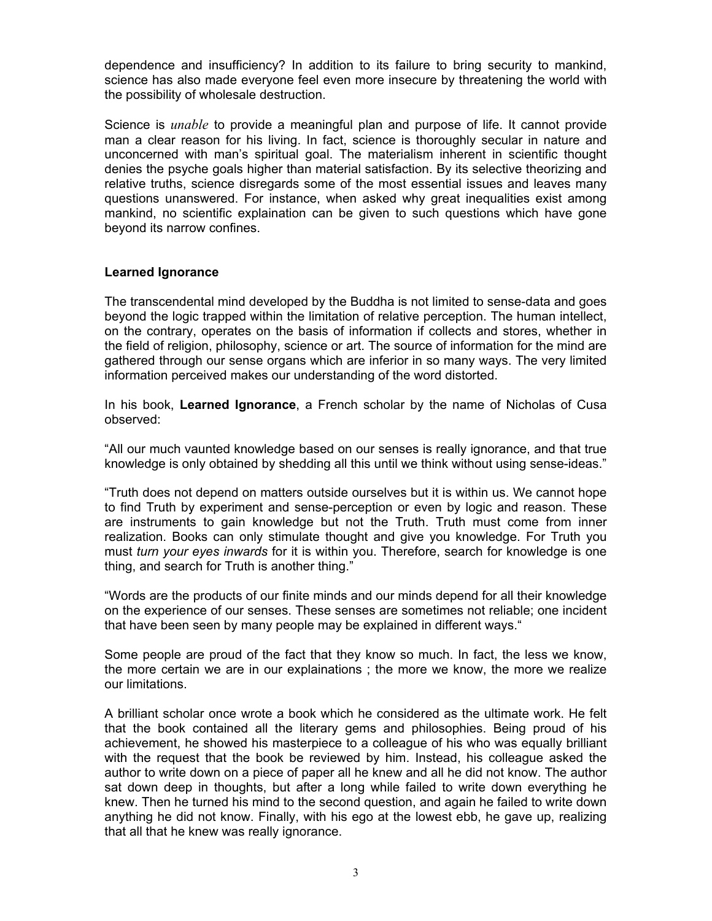dependence and insufficiency? In addition to its failure to bring security to mankind, science has also made everyone feel even more insecure by threatening the world with the possibility of wholesale destruction.

Science is *unable* to provide a meaningful plan and purpose of life. It cannot provide man a clear reason for his living. In fact, science is thoroughly secular in nature and unconcerned with man's spiritual goal. The materialism inherent in scientific thought denies the psyche goals higher than material satisfaction. By its selective theorizing and relative truths, science disregards some of the most essential issues and leaves many questions unanswered. For instance, when asked why great inequalities exist among mankind, no scientific explaination can be given to such questions which have gone beyond its narrow confines.

### Learned Ignorance

The transcendental mind developed by the Buddha is not limited to sense-data and goes beyond the logic trapped within the limitation of relative perception. The human intellect, on the contrary, operates on the basis of information if collects and stores, whether in the field of religion, philosophy, science or art. The source of information for the mind are gathered through our sense organs which are inferior in so many ways. The very limited information perceived makes our understanding of the word distorted.

In his book, **Learned Ignorance**, a French scholar by the name of Nicholas of Cusa observed:

"All our much vaunted knowledge based on our senses is really ignorance, and that true knowledge is only obtained by shedding all this until we think without using sense-ideas."

"Truth does not depend on matters outside ourselves but it is within us. We cannot hope to find Truth by experiment and sense-perception or even by logic and reason. These are instruments to gain knowledge but not the Truth. Truth must come from inner realization. Books can only stimulate thought and give you knowledge. For Truth you must *turn your eyes inwards* for it is within you. Therefore, search for knowledge is one thing, and search for Truth is another thing."

"Words are the products of our finite minds and our minds depend for all their knowledge on the experience of our senses. These senses are sometimes not reliable; one incident that have been seen by many people may be explained in different ways."

Some people are proud of the fact that they know so much. In fact, the less we know, the more certain we are in our explainations ; the more we know, the more we realize our limitations.

A brilliant scholar once wrote a book which he considered as the ultimate work. He felt that the book contained all the literary gems and philosophies. Being proud of his achievement, he showed his masterpiece to a colleague of his who was equally brilliant with the request that the book be reviewed by him. Instead, his colleague asked the author to write down on a piece of paper all he knew and all he did not know. The author sat down deep in thoughts, but after a long while failed to write down everything he knew. Then he turned his mind to the second question, and again he failed to write down anything he did not know. Finally, with his ego at the lowest ebb, he gave up, realizing that all that he knew was really ignorance.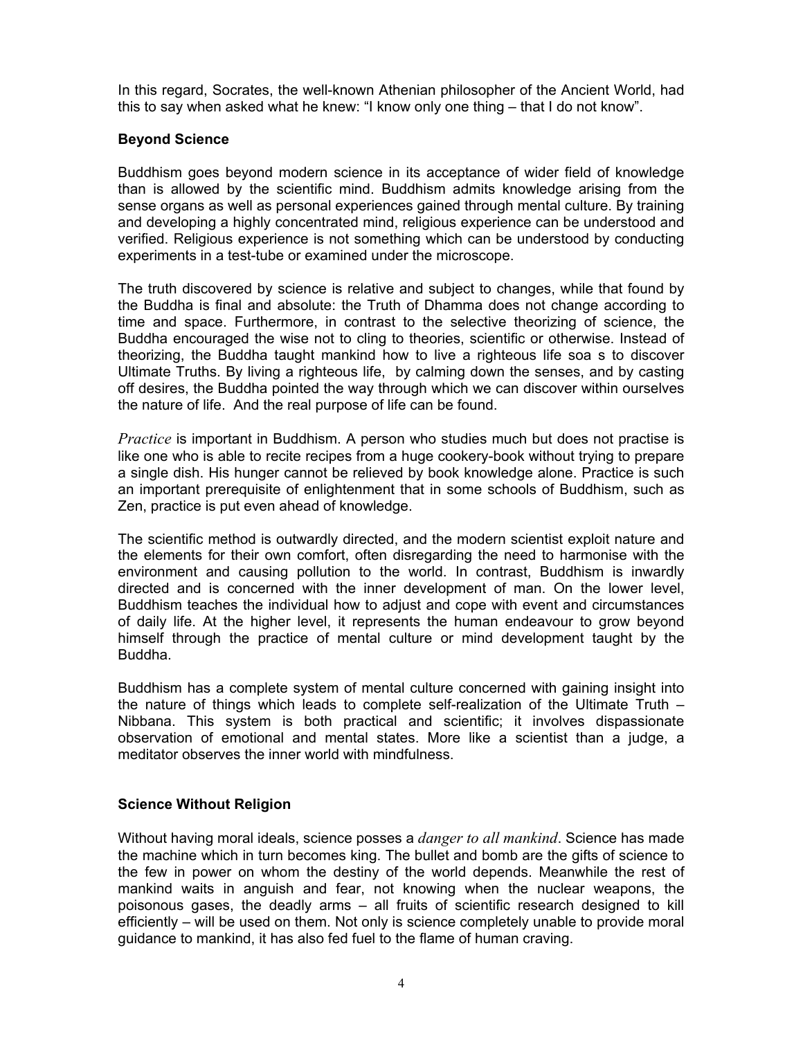In this regard, Socrates, the well-known Athenian philosopher of the Ancient World, had this to say when asked what he knew: “I know only one thing – that I do not know”.

## Beyond Science

Buddhism goes beyond modern science in its acceptance of wider field of knowledge than is allowed by the scientific mind. Buddhism admits knowledge arising from the sense organs as well as personal experiences gained through mental culture. By training and developing a highly concentrated mind, religious experience can be understood and verified. Religious experience is not something which can be understood by conducting experiments in a test-tube or examined under the microscope.

The truth discovered by science is relative and subject to changes, while that found by the Buddha is final and absolute: the Truth of Dhamma does not change according to time and space. Furthermore, in contrast to the selective theorizing of science, the Buddha encouraged the wise not to cling to theories, scientific or otherwise. Instead of theorizing, the Buddha taught mankind how to live a righteous life soa s to discover Ultimate Truths. By living a righteous life, by calming down the senses, and by casting off desires, the Buddha pointed the way through which we can discover within ourselves the nature of life. And the real purpose of life can be found.

*Practice* is important in Buddhism. A person who studies much but does not practise is like one who is able to recite recipes from a huge cookery-book without trying to prepare a single dish. His hunger cannot be relieved by book knowledge alone. Practice is such an important prerequisite of enlightenment that in some schools of Buddhism, such as Zen, practice is put even ahead of knowledge.

The scientific method is outwardly directed, and the modern scientist exploit nature and the elements for their own comfort, often disregarding the need to harmonise with the environment and causing pollution to the world. In contrast, Buddhism is inwardly directed and is concerned with the inner development of man. On the lower level, Buddhism teaches the individual how to adjust and cope with event and circumstances of daily life. At the higher level, it represents the human endeavour to grow beyond himself through the practice of mental culture or mind development taught by the Buddha.

Buddhism has a complete system of mental culture concerned with gaining insight into the nature of things which leads to complete self-realization of the Ultimate Truth – Nibbana. This system is both practical and scientific; it involves dispassionate observation of emotional and mental states. More like a scientist than a judge, a meditator observes the inner world with mindfulness.

## Science Without Religion

Without having moral ideals, science posses a *danger to all mankind*. Science has made the machine which in turn becomes king. The bullet and bomb are the gifts of science to the few in power on whom the destiny of the world depends. Meanwhile the rest of mankind waits in anguish and fear, not knowing when the nuclear weapons, the poisonous gases, the deadly arms – all fruits of scientific research designed to kill efficiently – will be used on them. Not only is science completely unable to provide moral guidance to mankind, it has also fed fuel to the flame of human craving.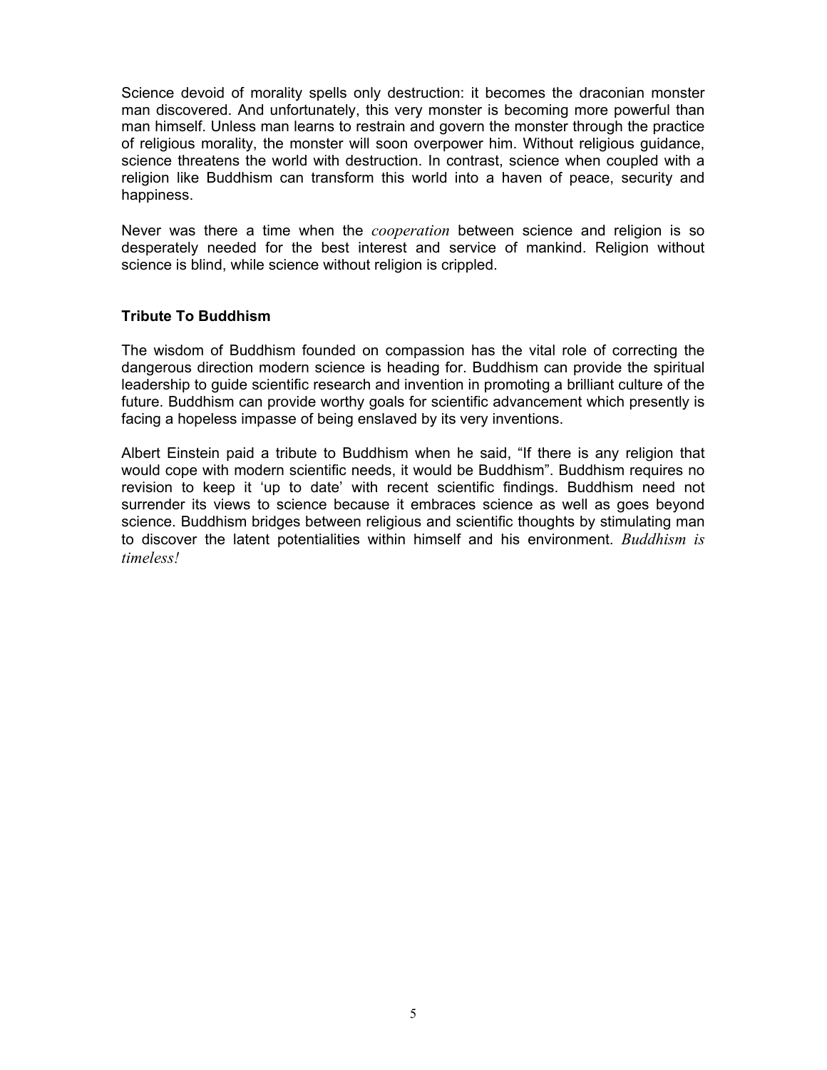Science devoid of morality spells only destruction: it becomes the draconian monster man discovered. And unfortunately, this very monster is becoming more powerful than man himself. Unless man learns to restrain and govern the monster through the practice of religious morality, the monster will soon overpower him. Without religious guidance, science threatens the world with destruction. In contrast, science when coupled with a religion like Buddhism can transform this world into a haven of peace, security and happiness.

Never was there a time when the *cooperation* between science and religion is so desperately needed for the best interest and service of mankind. Religion without science is blind, while science without religion is crippled.

### Tribute To Buddhism

The wisdom of Buddhism founded on compassion has the vital role of correcting the dangerous direction modern science is heading for. Buddhism can provide the spiritual leadership to guide scientific research and invention in promoting a brilliant culture of the future. Buddhism can provide worthy goals for scientific advancement which presently is facing a hopeless impasse of being enslaved by its very inventions.

Albert Einstein paid a tribute to Buddhism when he said, "If there is any religion that would cope with modern scientific needs, it would be Buddhism". Buddhism requires no revision to keep it 'up to date' with recent scientific findings. Buddhism need not surrender its views to science because it embraces science as well as goes beyond science. Buddhism bridges between religious and scientific thoughts by stimulating man to discover the latent potentialities within himself and his environment. *Buddhism is timeless!*